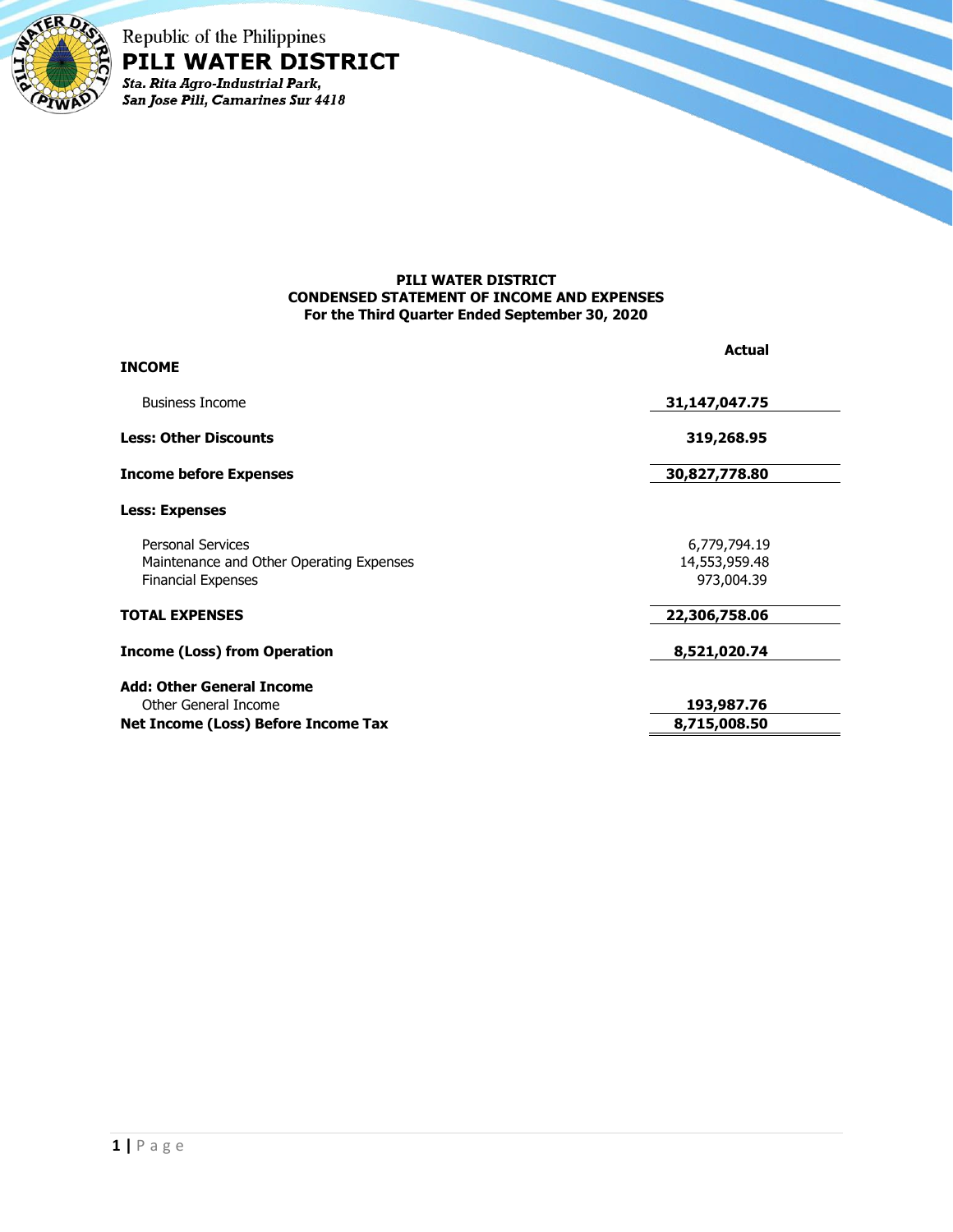Republic of the Philippines

**PILI WATER DISTRICT**

*Sta. Rita Agro-Industrial Park,*
*San Jose Pili, Camarines Sur 4418*

**PILI WATER DISTRICT**
**CONDENSED STATEMENT OF INCOME AND EXPENSES**
**For the Third Quarter Ended September 30, 2020**

| | **Actual** |
|---|---|
| **INCOME** | |
| Business Income | **31,147,047.75** |
| **Less: Other Discounts** | **319,268.95** |
| **Income before Expenses** | **30,827,778.80** |
| **Less: Expenses** | |
| Personal Services | 6,779,794.19 |
| Maintenance and Other Operating Expenses | 14,553,959.48 |
| Financial Expenses | 973,004.39 |
| **TOTAL EXPENSES** | **22,306,758.06** |
| **Income (Loss) from Operation** | **8,521,020.74** |
| **Add: Other General Income** | |
| Other General Income | **193,987.76** |
| **Net Income (Loss) Before Income Tax** | **8,715,008.50** |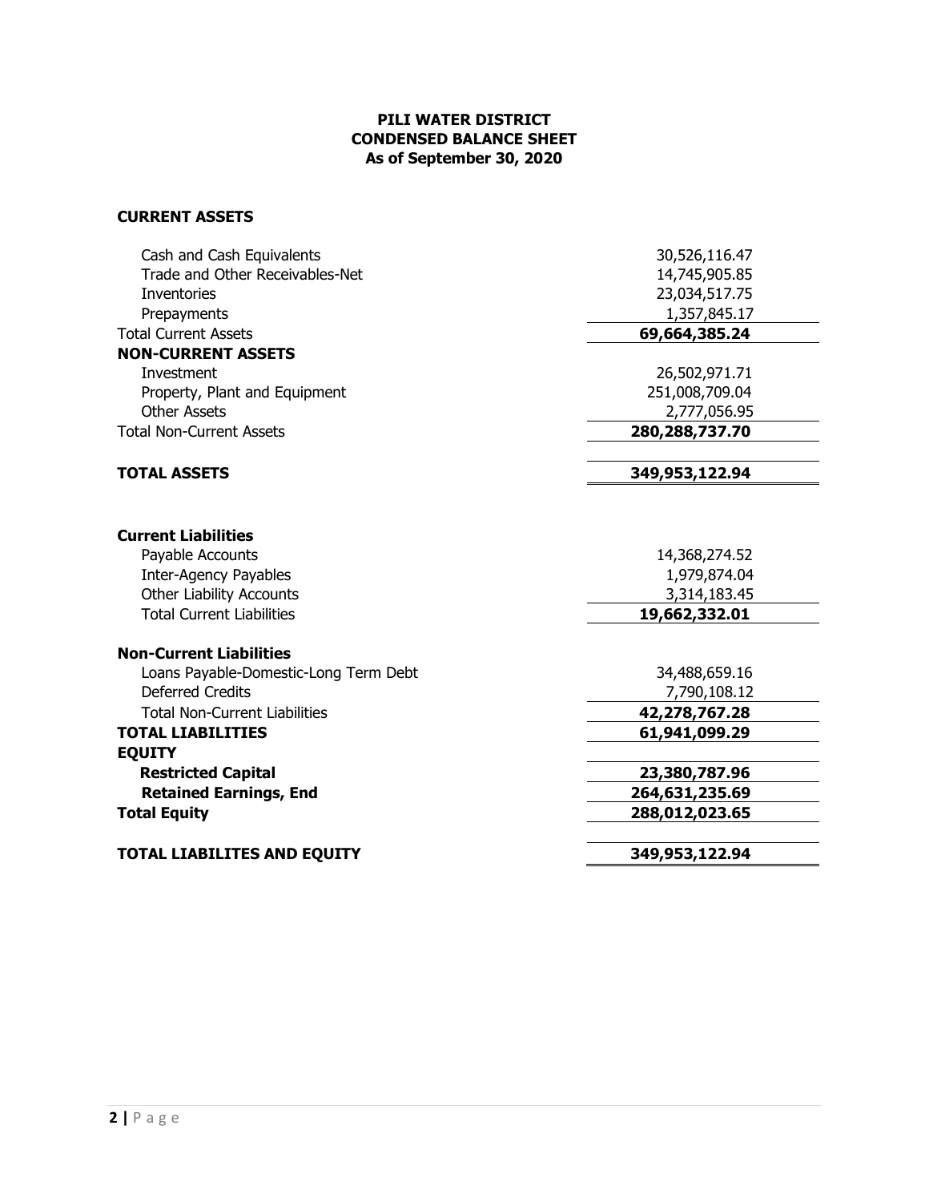**PILI WATER DISTRICT**
**CONDENSED BALANCE SHEET**
**As of September 30, 2020**

| | |
|---|---|
| **CURRENT ASSETS** | |
| Cash and Cash Equivalents | 30,526,116.47 |
| Trade and Other Receivables-Net | 14,745,905.85 |
| Inventories | 23,034,517.75 |
| Prepayments | 1,357,845.17 |
| Total Current Assets | **69,664,385.24** |
| **NON-CURRENT ASSETS** | |
| Investment | 26,502,971.71 |
| Property, Plant and Equipment | 251,008,709.04 |
| Other Assets | 2,777,056.95 |
| Total Non-Current Assets | **280,288,737.70** |
| **TOTAL ASSETS** | **349,953,122.94** |
| **Current Liabilities** | |
| Payable Accounts | 14,368,274.52 |
| Inter-Agency Payables | 1,979,874.04 |
| Other Liability Accounts | 3,314,183.45 |
| Total Current Liabilities | **19,662,332.01** |
| **Non-Current Liabilities** | |
| Loans Payable-Domestic-Long Term Debt | 34,488,659.16 |
| Deferred Credits | 7,790,108.12 |
| Total Non-Current Liabilities | **42,278,767.28** |
| **TOTAL LIABILITIES** | **61,941,099.29** |
| **EQUITY** | |
| **Restricted Capital** | **23,380,787.96** |
| **Retained Earnings, End** | **264,631,235.69** |
| **Total Equity** | **288,012,023.65** |
| **TOTAL LIABILITES AND EQUITY** | **349,953,122.94** |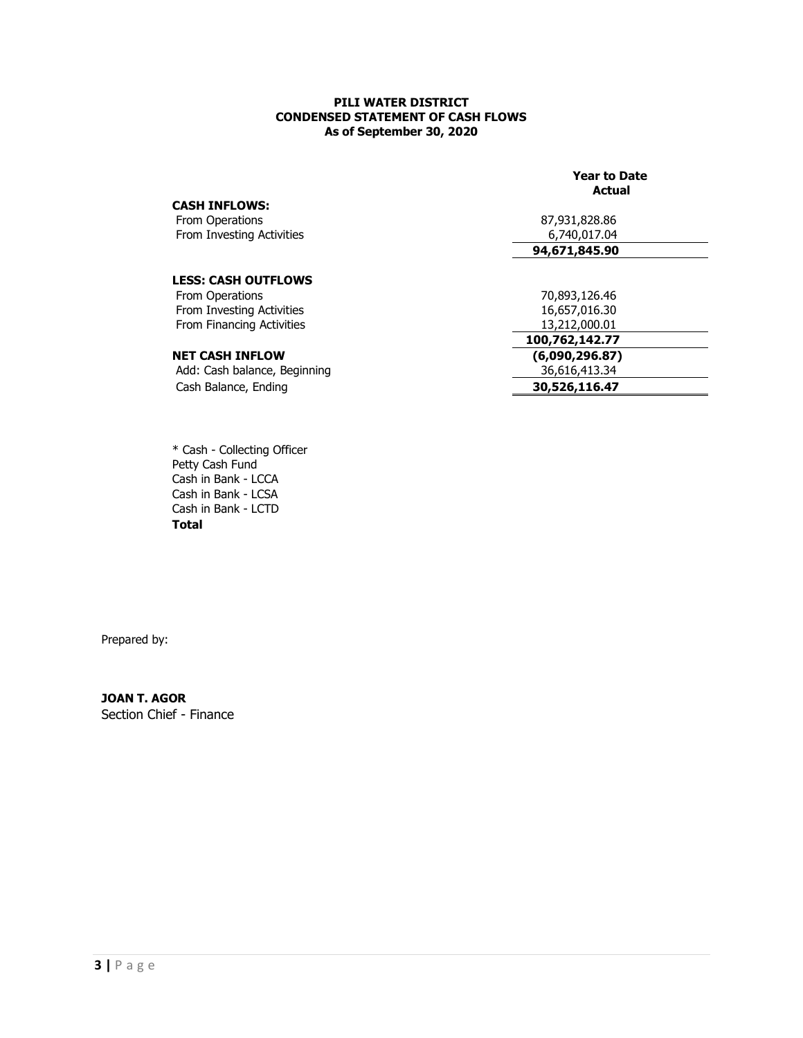**PILI WATER DISTRICT**
**CONDENSED STATEMENT OF CASH FLOWS**
**As of September 30, 2020**

| | Year to Date Actual |
|---|---|
| **CASH INFLOWS:** | |
| From Operations | 87,931,828.86 |
| From Investing Activities | 6,740,017.04 |
| | **94,671,845.90** |
| **LESS: CASH OUTFLOWS** | |
| From Operations | 70,893,126.46 |
| From Investing Activities | 16,657,016.30 |
| From Financing Activities | 13,212,000.01 |
| | **100,762,142.77** |
| **NET CASH INFLOW** | **(6,090,296.87)** |
| Add: Cash balance, Beginning | 36,616,413.34 |
| Cash Balance, Ending | **30,526,116.47** |

* Cash - Collecting Officer
Petty Cash Fund
Cash in Bank - LCCA
Cash in Bank - LCSA
Cash in Bank - LCTD
**Total**

Prepared by:

**JOAN T. AGOR**
Section Chief - Finance